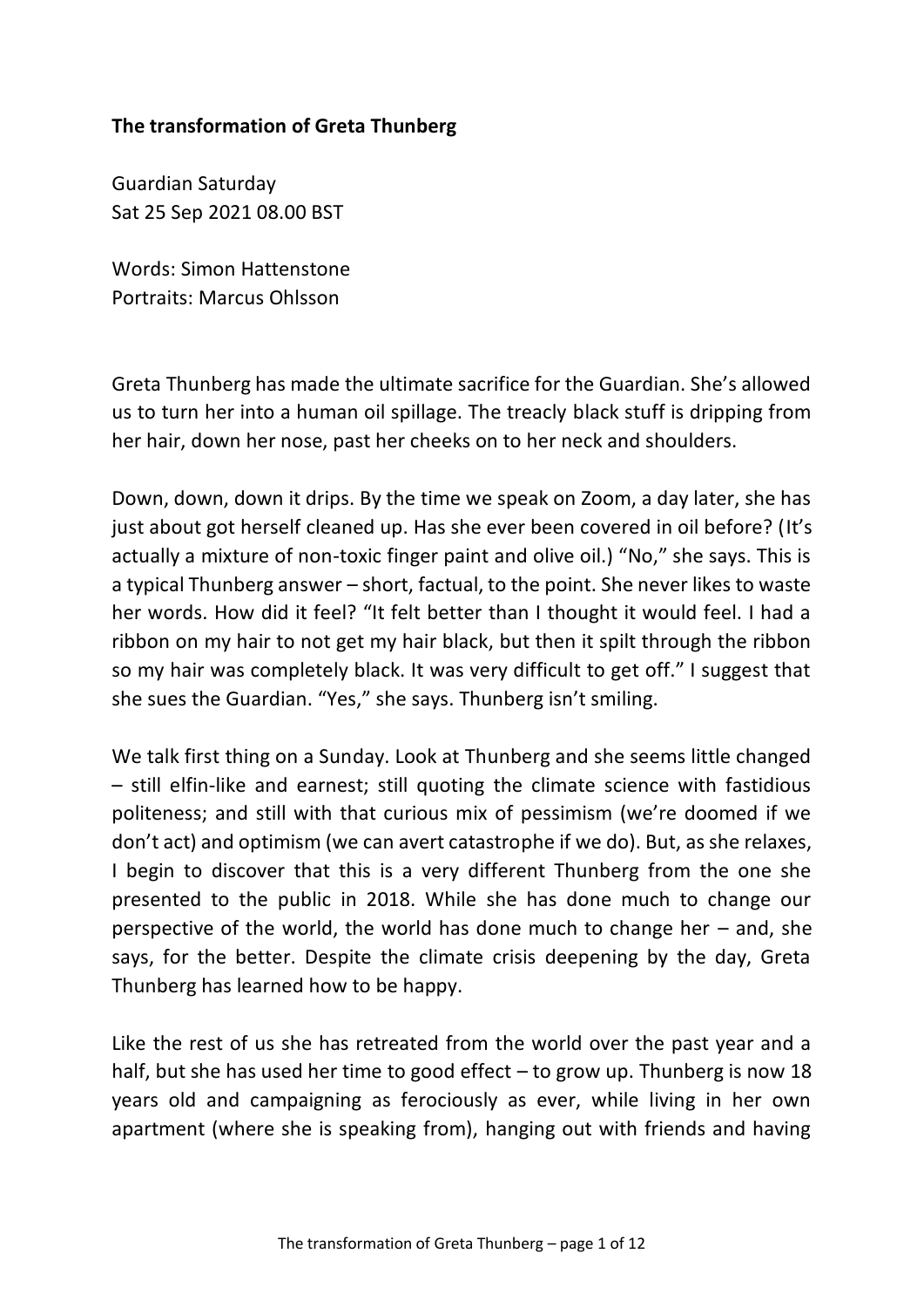**The transformation of Greta Thunberg**

Guardian Saturday
Sat 25 Sep 2021 08.00 BST

Words: Simon Hattenstone
Portraits: Marcus Ohlsson

Greta Thunberg has made the ultimate sacrifice for the Guardian. She's allowed us to turn her into a human oil spillage. The treacly black stuff is dripping from her hair, down her nose, past her cheeks on to her neck and shoulders.

Down, down, down it drips. By the time we speak on Zoom, a day later, she has just about got herself cleaned up. Has she ever been covered in oil before? (It's actually a mixture of non-toxic finger paint and olive oil.) "No," she says. This is a typical Thunberg answer – short, factual, to the point. She never likes to waste her words. How did it feel? "It felt better than I thought it would feel. I had a ribbon on my hair to not get my hair black, but then it spilt through the ribbon so my hair was completely black. It was very difficult to get off." I suggest that she sues the Guardian. "Yes," she says. Thunberg isn't smiling.

We talk first thing on a Sunday. Look at Thunberg and she seems little changed – still elfin-like and earnest; still quoting the climate science with fastidious politeness; and still with that curious mix of pessimism (we're doomed if we don't act) and optimism (we can avert catastrophe if we do). But, as she relaxes, I begin to discover that this is a very different Thunberg from the one she presented to the public in 2018. While she has done much to change our perspective of the world, the world has done much to change her – and, she says, for the better. Despite the climate crisis deepening by the day, Greta Thunberg has learned how to be happy.

Like the rest of us she has retreated from the world over the past year and a half, but she has used her time to good effect – to grow up. Thunberg is now 18 years old and campaigning as ferociously as ever, while living in her own apartment (where she is speaking from), hanging out with friends and having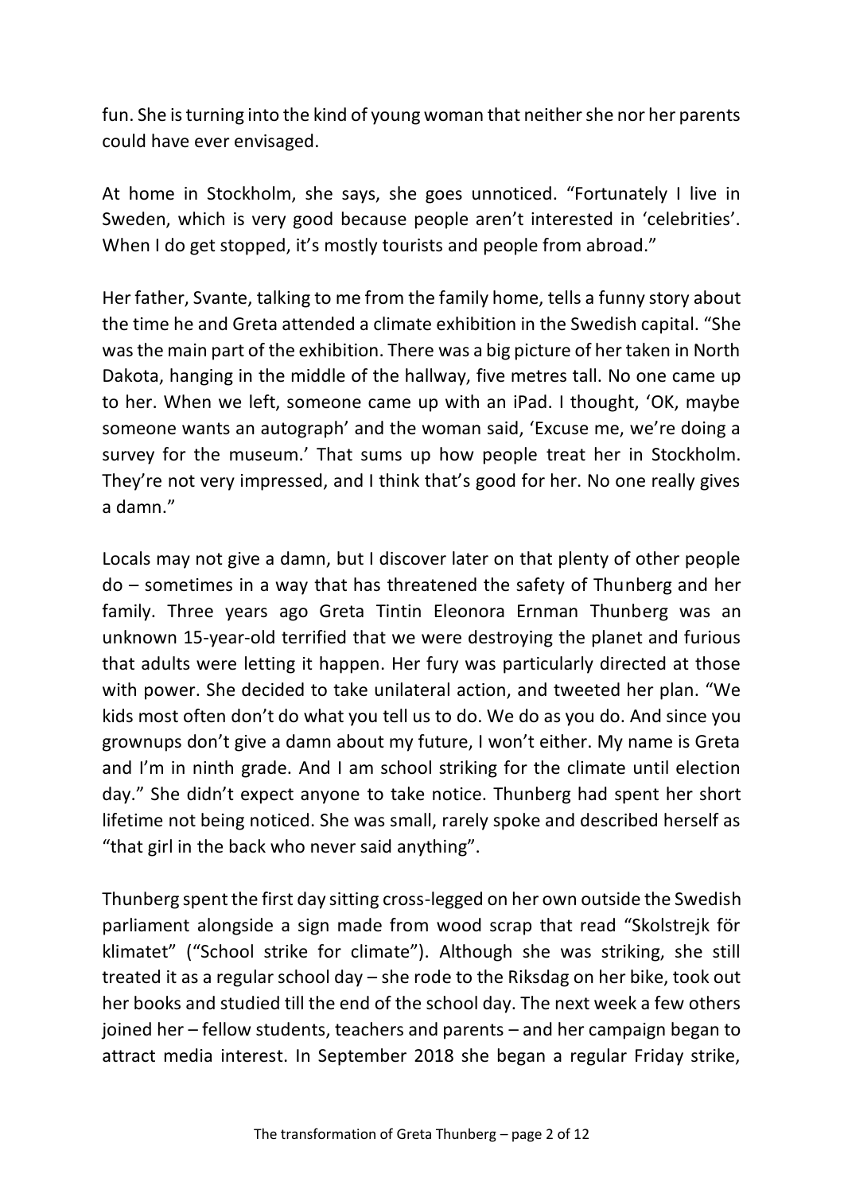fun. She is turning into the kind of young woman that neither she nor her parents could have ever envisaged.

At home in Stockholm, she says, she goes unnoticed. “Fortunately I live in Sweden, which is very good because people aren’t interested in ‘celebrities’. When I do get stopped, it’s mostly tourists and people from abroad.”

Her father, Svante, talking to me from the family home, tells a funny story about the time he and Greta attended a climate exhibition in the Swedish capital. “She was the main part of the exhibition. There was a big picture of her taken in North Dakota, hanging in the middle of the hallway, five metres tall. No one came up to her. When we left, someone came up with an iPad. I thought, ‘OK, maybe someone wants an autograph’ and the woman said, ‘Excuse me, we’re doing a survey for the museum.’ That sums up how people treat her in Stockholm. They’re not very impressed, and I think that’s good for her. No one really gives a damn.”

Locals may not give a damn, but I discover later on that plenty of other people do – sometimes in a way that has threatened the safety of Thunberg and her family. Three years ago Greta Tintin Eleonora Ernman Thunberg was an unknown 15-year-old terrified that we were destroying the planet and furious that adults were letting it happen. Her fury was particularly directed at those with power. She decided to take unilateral action, and tweeted her plan. “We kids most often don’t do what you tell us to do. We do as you do. And since you grownups don’t give a damn about my future, I won’t either. My name is Greta and I’m in ninth grade. And I am school striking for the climate until election day.” She didn’t expect anyone to take notice. Thunberg had spent her short lifetime not being noticed. She was small, rarely spoke and described herself as “that girl in the back who never said anything”.

Thunberg spent the first day sitting cross-legged on her own outside the Swedish parliament alongside a sign made from wood scrap that read “Skolstrejk för klimatet” (“School strike for climate”). Although she was striking, she still treated it as a regular school day – she rode to the Riksdag on her bike, took out her books and studied till the end of the school day. The next week a few others joined her – fellow students, teachers and parents – and her campaign began to attract media interest. In September 2018 she began a regular Friday strike,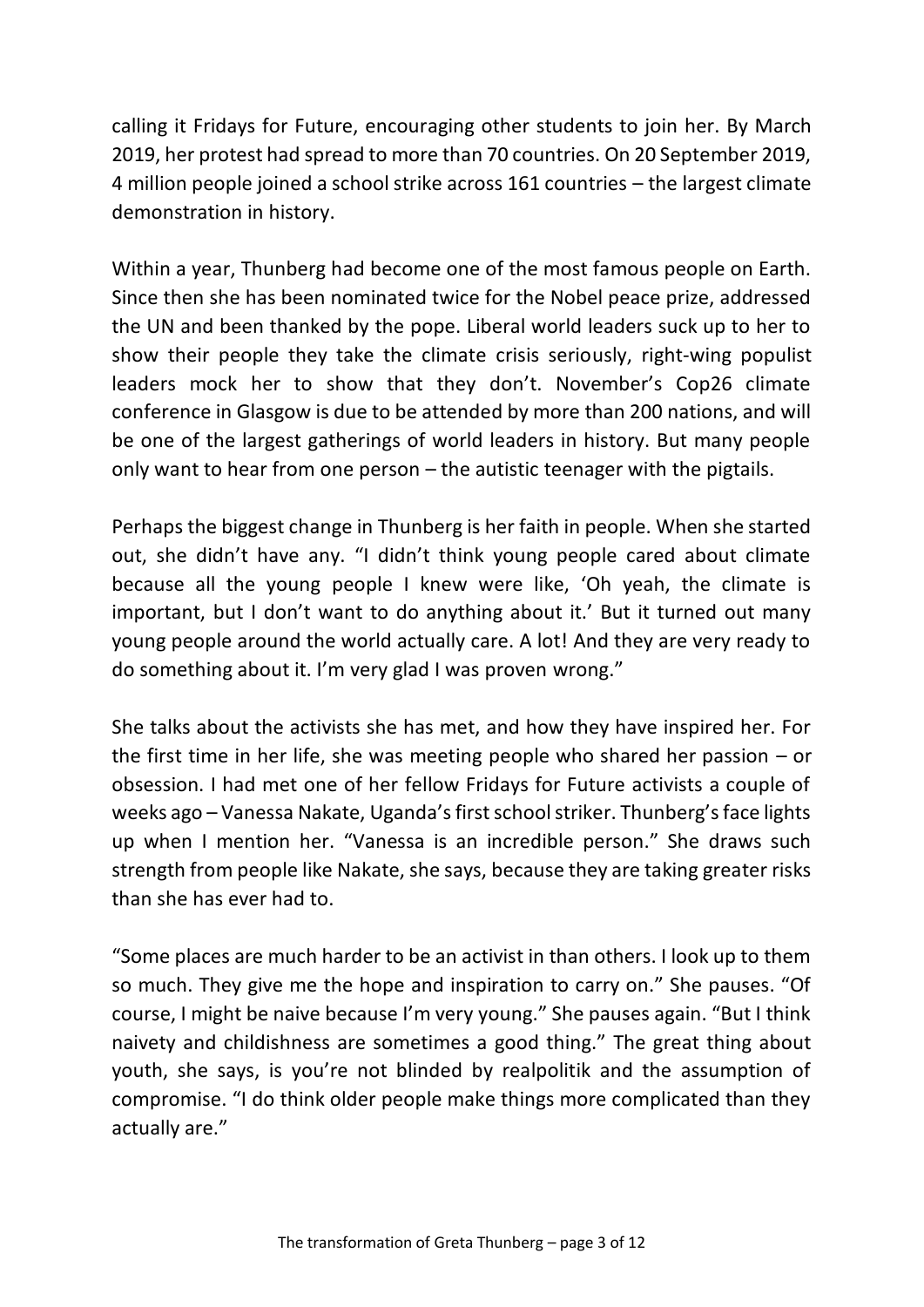calling it Fridays for Future, encouraging other students to join her. By March 2019, her protest had spread to more than 70 countries. On 20 September 2019, 4 million people joined a school strike across 161 countries – the largest climate demonstration in history.

Within a year, Thunberg had become one of the most famous people on Earth. Since then she has been nominated twice for the Nobel peace prize, addressed the UN and been thanked by the pope. Liberal world leaders suck up to her to show their people they take the climate crisis seriously, right-wing populist leaders mock her to show that they don't. November's Cop26 climate conference in Glasgow is due to be attended by more than 200 nations, and will be one of the largest gatherings of world leaders in history. But many people only want to hear from one person – the autistic teenager with the pigtails.

Perhaps the biggest change in Thunberg is her faith in people. When she started out, she didn't have any. "I didn't think young people cared about climate because all the young people I knew were like, 'Oh yeah, the climate is important, but I don't want to do anything about it.' But it turned out many young people around the world actually care. A lot! And they are very ready to do something about it. I'm very glad I was proven wrong."

She talks about the activists she has met, and how they have inspired her. For the first time in her life, she was meeting people who shared her passion – or obsession. I had met one of her fellow Fridays for Future activists a couple of weeks ago – Vanessa Nakate, Uganda's first school striker. Thunberg's face lights up when I mention her. "Vanessa is an incredible person." She draws such strength from people like Nakate, she says, because they are taking greater risks than she has ever had to.

"Some places are much harder to be an activist in than others. I look up to them so much. They give me the hope and inspiration to carry on." She pauses. "Of course, I might be naive because I'm very young." She pauses again. "But I think naivety and childishness are sometimes a good thing." The great thing about youth, she says, is you're not blinded by realpolitik and the assumption of compromise. "I do think older people make things more complicated than they actually are."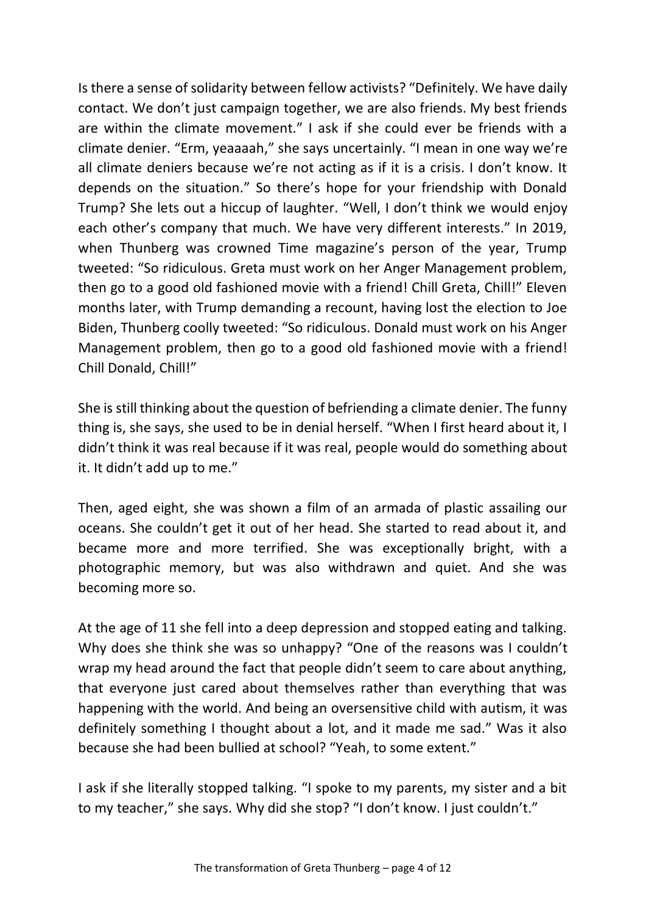Is there a sense of solidarity between fellow activists? “Definitely. We have daily contact. We don’t just campaign together, we are also friends. My best friends are within the climate movement.” I ask if she could ever be friends with a climate denier. “Erm, yeaaaah,” she says uncertainly. “I mean in one way we’re all climate deniers because we’re not acting as if it is a crisis. I don’t know. It depends on the situation.” So there’s hope for your friendship with Donald Trump? She lets out a hiccup of laughter. “Well, I don’t think we would enjoy each other’s company that much. We have very different interests.” In 2019, when Thunberg was crowned Time magazine’s person of the year, Trump tweeted: “So ridiculous. Greta must work on her Anger Management problem, then go to a good old fashioned movie with a friend! Chill Greta, Chill!” Eleven months later, with Trump demanding a recount, having lost the election to Joe Biden, Thunberg coolly tweeted: “So ridiculous. Donald must work on his Anger Management problem, then go to a good old fashioned movie with a friend! Chill Donald, Chill!”

She is still thinking about the question of befriending a climate denier. The funny thing is, she says, she used to be in denial herself. “When I first heard about it, I didn’t think it was real because if it was real, people would do something about it. It didn’t add up to me.”

Then, aged eight, she was shown a film of an armada of plastic assailing our oceans. She couldn’t get it out of her head. She started to read about it, and became more and more terrified. She was exceptionally bright, with a photographic memory, but was also withdrawn and quiet. And she was becoming more so.

At the age of 11 she fell into a deep depression and stopped eating and talking. Why does she think she was so unhappy? “One of the reasons was I couldn’t wrap my head around the fact that people didn’t seem to care about anything, that everyone just cared about themselves rather than everything that was happening with the world. And being an oversensitive child with autism, it was definitely something I thought about a lot, and it made me sad.” Was it also because she had been bullied at school? “Yeah, to some extent.”

I ask if she literally stopped talking. “I spoke to my parents, my sister and a bit to my teacher,” she says. Why did she stop? “I don’t know. I just couldn’t.”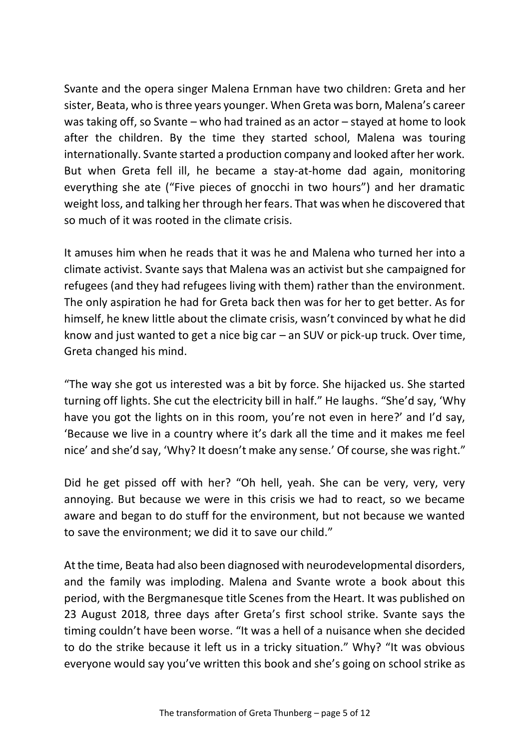Svante and the opera singer Malena Ernman have two children: Greta and her sister, Beata, who is three years younger. When Greta was born, Malena's career was taking off, so Svante – who had trained as an actor – stayed at home to look after the children. By the time they started school, Malena was touring internationally. Svante started a production company and looked after her work. But when Greta fell ill, he became a stay-at-home dad again, monitoring everything she ate ("Five pieces of gnocchi in two hours") and her dramatic weight loss, and talking her through her fears. That was when he discovered that so much of it was rooted in the climate crisis.

It amuses him when he reads that it was he and Malena who turned her into a climate activist. Svante says that Malena was an activist but she campaigned for refugees (and they had refugees living with them) rather than the environment. The only aspiration he had for Greta back then was for her to get better. As for himself, he knew little about the climate crisis, wasn't convinced by what he did know and just wanted to get a nice big car – an SUV or pick-up truck. Over time, Greta changed his mind.

"The way she got us interested was a bit by force. She hijacked us. She started turning off lights. She cut the electricity bill in half." He laughs. "She'd say, 'Why have you got the lights on in this room, you're not even in here?' and I'd say, 'Because we live in a country where it's dark all the time and it makes me feel nice' and she'd say, 'Why? It doesn't make any sense.' Of course, she was right."

Did he get pissed off with her? "Oh hell, yeah. She can be very, very, very annoying. But because we were in this crisis we had to react, so we became aware and began to do stuff for the environment, but not because we wanted to save the environment; we did it to save our child."

At the time, Beata had also been diagnosed with neurodevelopmental disorders, and the family was imploding. Malena and Svante wrote a book about this period, with the Bergmanesque title Scenes from the Heart. It was published on 23 August 2018, three days after Greta's first school strike. Svante says the timing couldn't have been worse. "It was a hell of a nuisance when she decided to do the strike because it left us in a tricky situation." Why? "It was obvious everyone would say you've written this book and she's going on school strike as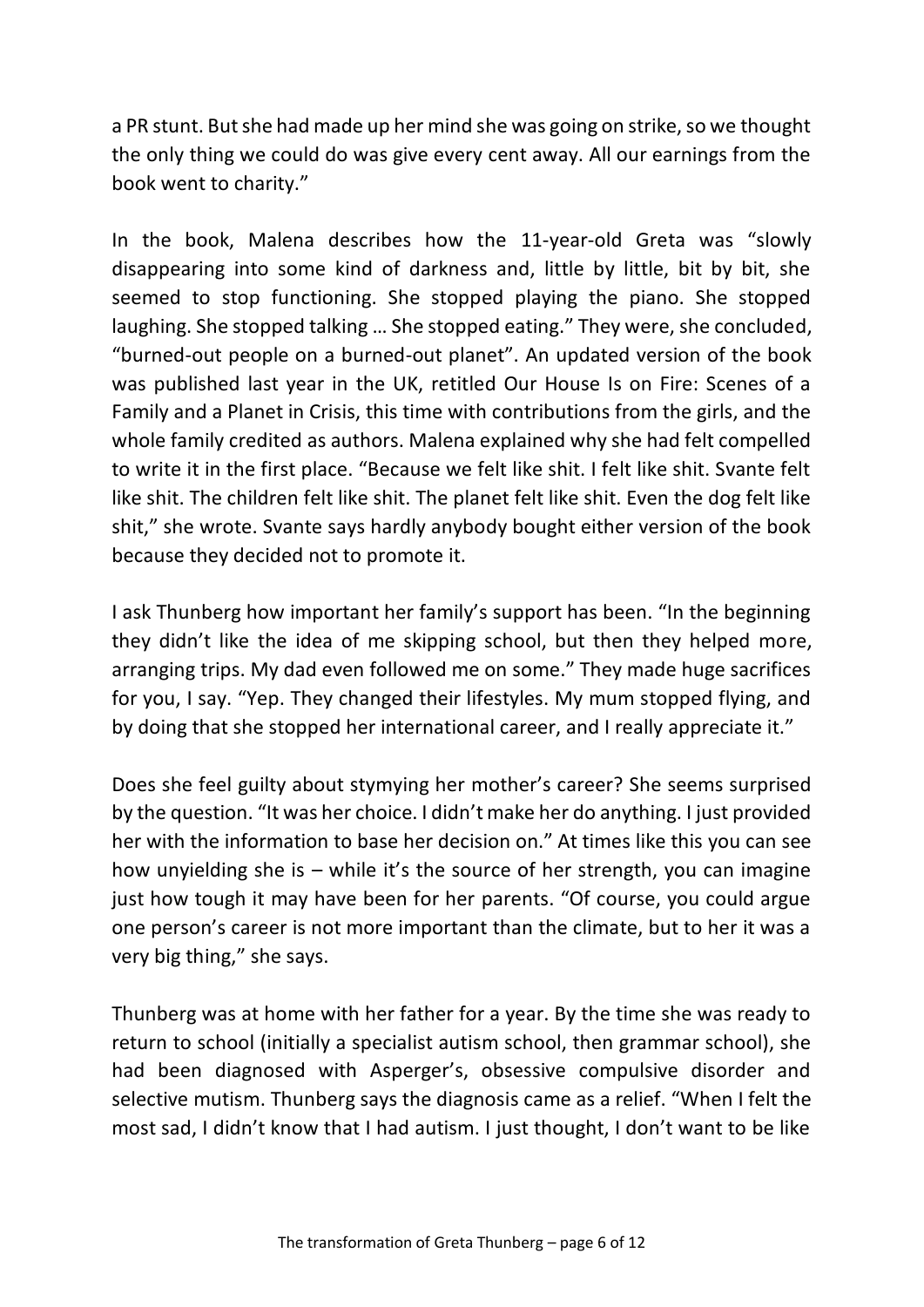a PR stunt. But she had made up her mind she was going on strike, so we thought the only thing we could do was give every cent away. All our earnings from the book went to charity."

In the book, Malena describes how the 11-year-old Greta was "slowly disappearing into some kind of darkness and, little by little, bit by bit, she seemed to stop functioning. She stopped playing the piano. She stopped laughing. She stopped talking … She stopped eating." They were, she concluded, "burned-out people on a burned-out planet". An updated version of the book was published last year in the UK, retitled Our House Is on Fire: Scenes of a Family and a Planet in Crisis, this time with contributions from the girls, and the whole family credited as authors. Malena explained why she had felt compelled to write it in the first place. "Because we felt like shit. I felt like shit. Svante felt like shit. The children felt like shit. The planet felt like shit. Even the dog felt like shit," she wrote. Svante says hardly anybody bought either version of the book because they decided not to promote it.

I ask Thunberg how important her family's support has been. "In the beginning they didn't like the idea of me skipping school, but then they helped more, arranging trips. My dad even followed me on some." They made huge sacrifices for you, I say. "Yep. They changed their lifestyles. My mum stopped flying, and by doing that she stopped her international career, and I really appreciate it."

Does she feel guilty about stymying her mother's career? She seems surprised by the question. "It was her choice. I didn't make her do anything. I just provided her with the information to base her decision on." At times like this you can see how unyielding she is – while it's the source of her strength, you can imagine just how tough it may have been for her parents. "Of course, you could argue one person's career is not more important than the climate, but to her it was a very big thing," she says.

Thunberg was at home with her father for a year. By the time she was ready to return to school (initially a specialist autism school, then grammar school), she had been diagnosed with Asperger's, obsessive compulsive disorder and selective mutism. Thunberg says the diagnosis came as a relief. "When I felt the most sad, I didn't know that I had autism. I just thought, I don't want to be like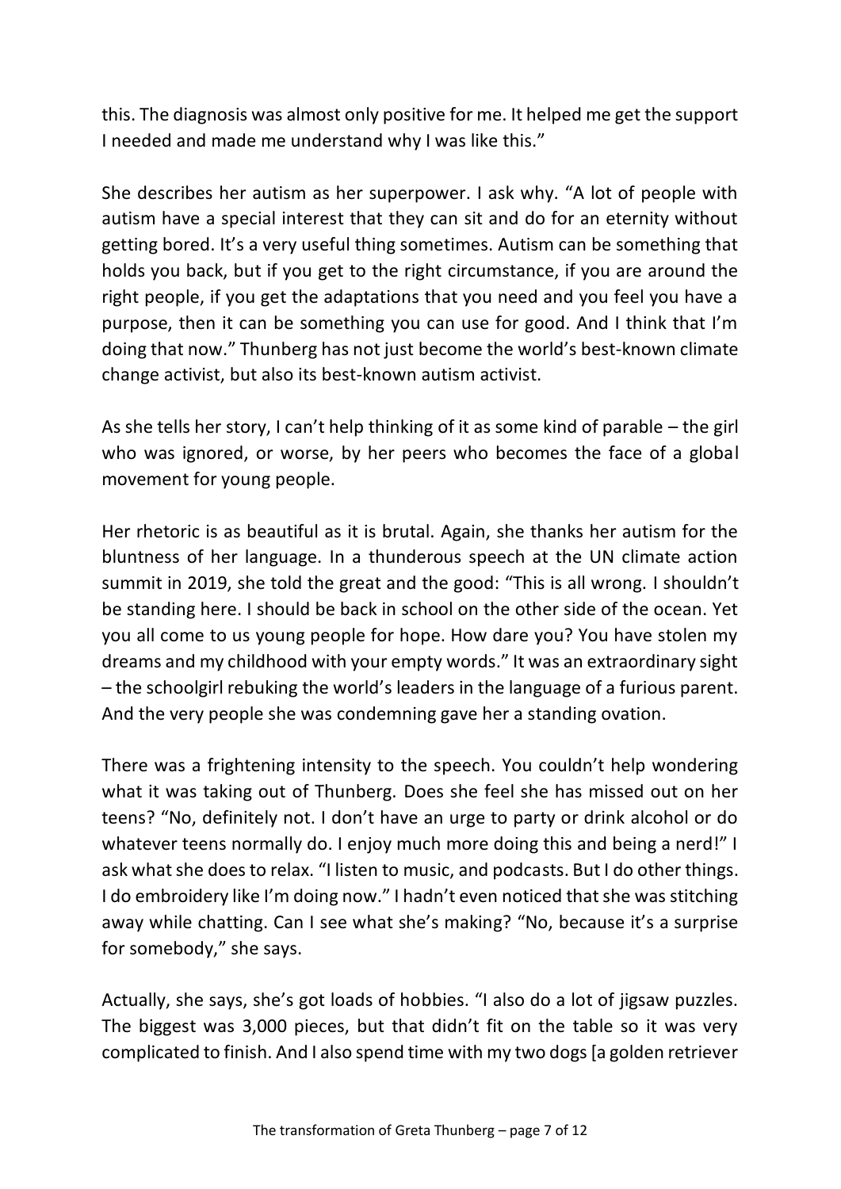this. The diagnosis was almost only positive for me. It helped me get the support I needed and made me understand why I was like this."

She describes her autism as her superpower. I ask why. "A lot of people with autism have a special interest that they can sit and do for an eternity without getting bored. It's a very useful thing sometimes. Autism can be something that holds you back, but if you get to the right circumstance, if you are around the right people, if you get the adaptations that you need and you feel you have a purpose, then it can be something you can use for good. And I think that I'm doing that now." Thunberg has not just become the world's best-known climate change activist, but also its best-known autism activist.

As she tells her story, I can't help thinking of it as some kind of parable – the girl who was ignored, or worse, by her peers who becomes the face of a global movement for young people.

Her rhetoric is as beautiful as it is brutal. Again, she thanks her autism for the bluntness of her language. In a thunderous speech at the UN climate action summit in 2019, she told the great and the good: "This is all wrong. I shouldn't be standing here. I should be back in school on the other side of the ocean. Yet you all come to us young people for hope. How dare you? You have stolen my dreams and my childhood with your empty words." It was an extraordinary sight – the schoolgirl rebuking the world's leaders in the language of a furious parent. And the very people she was condemning gave her a standing ovation.

There was a frightening intensity to the speech. You couldn't help wondering what it was taking out of Thunberg. Does she feel she has missed out on her teens? "No, definitely not. I don't have an urge to party or drink alcohol or do whatever teens normally do. I enjoy much more doing this and being a nerd!" I ask what she does to relax. "I listen to music, and podcasts. But I do other things. I do embroidery like I'm doing now." I hadn't even noticed that she was stitching away while chatting. Can I see what she's making? "No, because it's a surprise for somebody," she says.

Actually, she says, she's got loads of hobbies. "I also do a lot of jigsaw puzzles. The biggest was 3,000 pieces, but that didn't fit on the table so it was very complicated to finish. And I also spend time with my two dogs [a golden retriever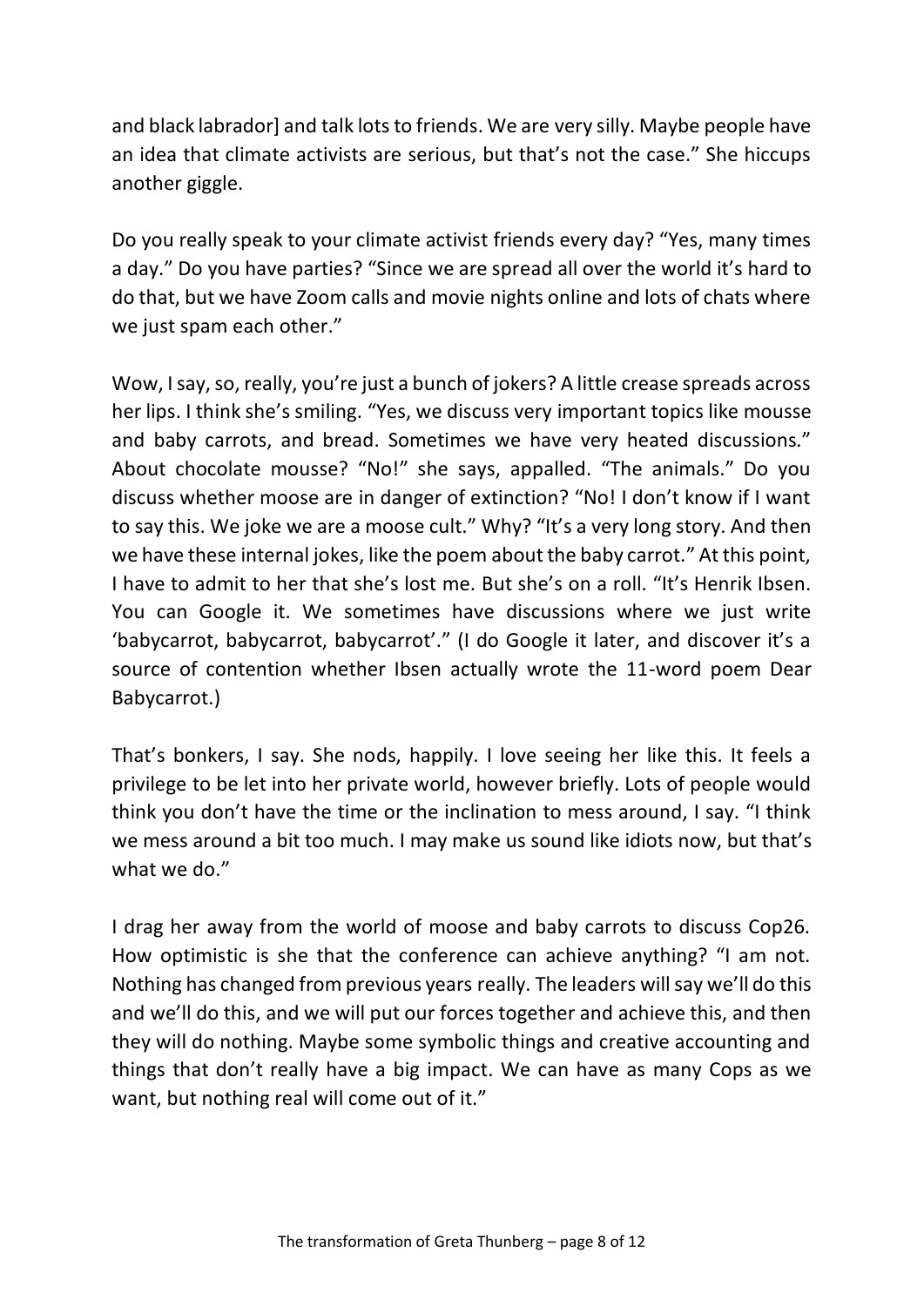and black labrador] and talk lots to friends. We are very silly. Maybe people have an idea that climate activists are serious, but that's not the case." She hiccups another giggle.

Do you really speak to your climate activist friends every day? "Yes, many times a day." Do you have parties? "Since we are spread all over the world it's hard to do that, but we have Zoom calls and movie nights online and lots of chats where we just spam each other."

Wow, I say, so, really, you're just a bunch of jokers? A little crease spreads across her lips. I think she's smiling. "Yes, we discuss very important topics like mousse and baby carrots, and bread. Sometimes we have very heated discussions." About chocolate mousse? "No!" she says, appalled. "The animals." Do you discuss whether moose are in danger of extinction? "No! I don't know if I want to say this. We joke we are a moose cult." Why? "It's a very long story. And then we have these internal jokes, like the poem about the baby carrot." At this point, I have to admit to her that she's lost me. But she's on a roll. "It's Henrik Ibsen. You can Google it. We sometimes have discussions where we just write 'babycarrot, babycarrot, babycarrot'." (I do Google it later, and discover it's a source of contention whether Ibsen actually wrote the 11-word poem Dear Babycarrot.)

That's bonkers, I say. She nods, happily. I love seeing her like this. It feels a privilege to be let into her private world, however briefly. Lots of people would think you don't have the time or the inclination to mess around, I say. "I think we mess around a bit too much. I may make us sound like idiots now, but that's what we do."

I drag her away from the world of moose and baby carrots to discuss Cop26. How optimistic is she that the conference can achieve anything? "I am not. Nothing has changed from previous years really. The leaders will say we'll do this and we'll do this, and we will put our forces together and achieve this, and then they will do nothing. Maybe some symbolic things and creative accounting and things that don't really have a big impact. We can have as many Cops as we want, but nothing real will come out of it."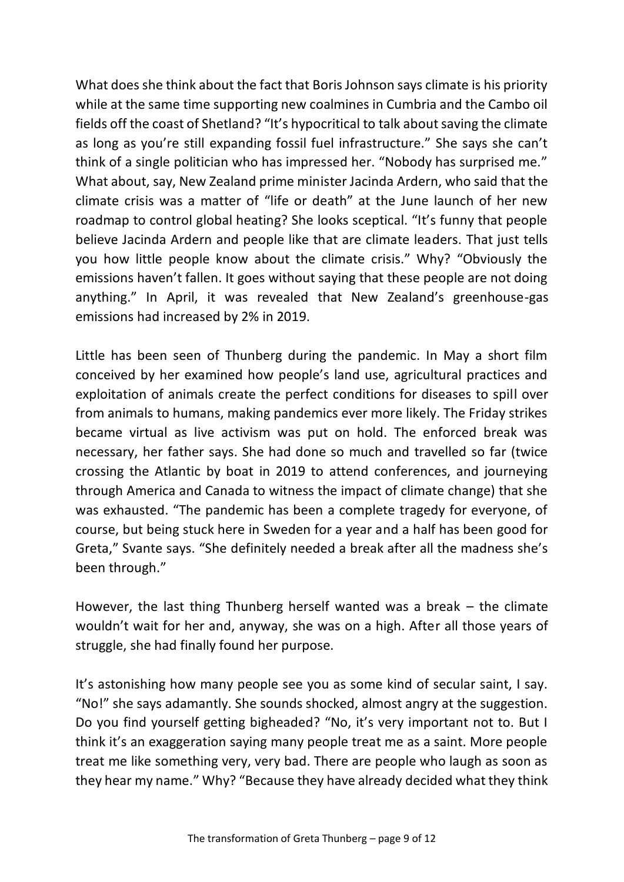What does she think about the fact that Boris Johnson says climate is his priority while at the same time supporting new coalmines in Cumbria and the Cambo oil fields off the coast of Shetland? "It's hypocritical to talk about saving the climate as long as you're still expanding fossil fuel infrastructure." She says she can't think of a single politician who has impressed her. "Nobody has surprised me." What about, say, New Zealand prime minister Jacinda Ardern, who said that the climate crisis was a matter of "life or death" at the June launch of her new roadmap to control global heating? She looks sceptical. "It's funny that people believe Jacinda Ardern and people like that are climate leaders. That just tells you how little people know about the climate crisis." Why? "Obviously the emissions haven't fallen. It goes without saying that these people are not doing anything." In April, it was revealed that New Zealand's greenhouse-gas emissions had increased by 2% in 2019.

Little has been seen of Thunberg during the pandemic. In May a short film conceived by her examined how people's land use, agricultural practices and exploitation of animals create the perfect conditions for diseases to spill over from animals to humans, making pandemics ever more likely. The Friday strikes became virtual as live activism was put on hold. The enforced break was necessary, her father says. She had done so much and travelled so far (twice crossing the Atlantic by boat in 2019 to attend conferences, and journeying through America and Canada to witness the impact of climate change) that she was exhausted. "The pandemic has been a complete tragedy for everyone, of course, but being stuck here in Sweden for a year and a half has been good for Greta," Svante says. "She definitely needed a break after all the madness she's been through."

However, the last thing Thunberg herself wanted was a break – the climate wouldn't wait for her and, anyway, she was on a high. After all those years of struggle, she had finally found her purpose.

It's astonishing how many people see you as some kind of secular saint, I say. "No!" she says adamantly. She sounds shocked, almost angry at the suggestion. Do you find yourself getting bigheaded? "No, it's very important not to. But I think it's an exaggeration saying many people treat me as a saint. More people treat me like something very, very bad. There are people who laugh as soon as they hear my name." Why? "Because they have already decided what they think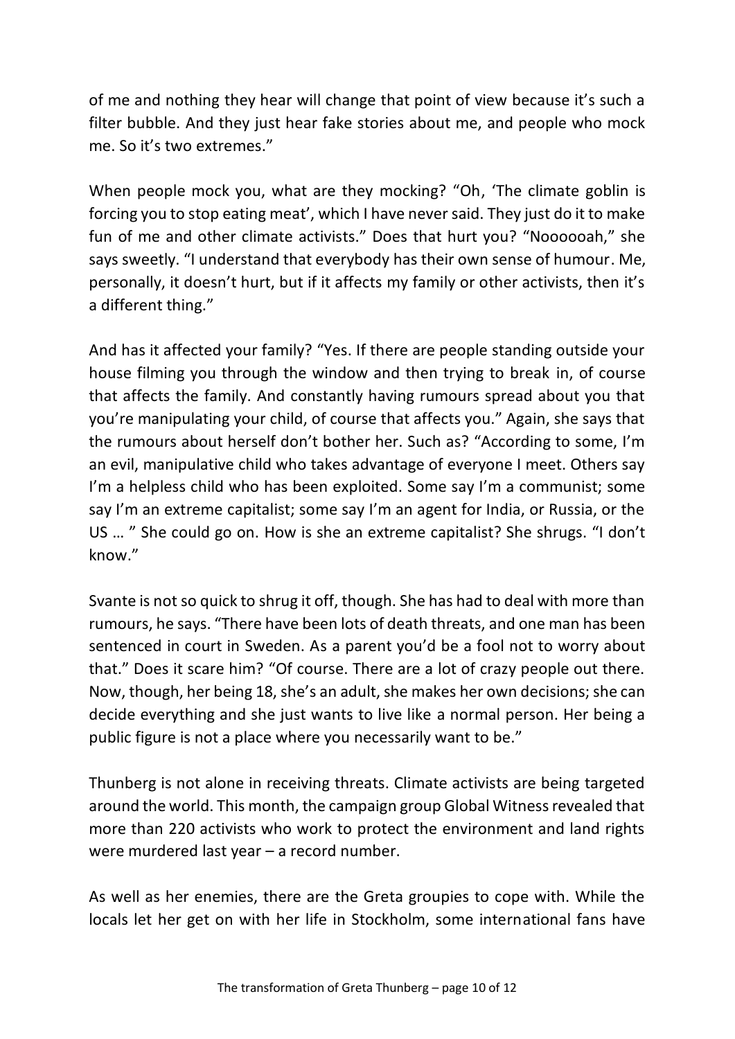of me and nothing they hear will change that point of view because it's such a filter bubble. And they just hear fake stories about me, and people who mock me. So it's two extremes."

When people mock you, what are they mocking? "Oh, 'The climate goblin is forcing you to stop eating meat', which I have never said. They just do it to make fun of me and other climate activists." Does that hurt you? "Noooooah," she says sweetly. "I understand that everybody has their own sense of humour. Me, personally, it doesn't hurt, but if it affects my family or other activists, then it's a different thing."

And has it affected your family? "Yes. If there are people standing outside your house filming you through the window and then trying to break in, of course that affects the family. And constantly having rumours spread about you that you're manipulating your child, of course that affects you." Again, she says that the rumours about herself don't bother her. Such as? "According to some, I'm an evil, manipulative child who takes advantage of everyone I meet. Others say I'm a helpless child who has been exploited. Some say I'm a communist; some say I'm an extreme capitalist; some say I'm an agent for India, or Russia, or the US … " She could go on. How is she an extreme capitalist? She shrugs. "I don't know."

Svante is not so quick to shrug it off, though. She has had to deal with more than rumours, he says. "There have been lots of death threats, and one man has been sentenced in court in Sweden. As a parent you'd be a fool not to worry about that." Does it scare him? "Of course. There are a lot of crazy people out there. Now, though, her being 18, she's an adult, she makes her own decisions; she can decide everything and she just wants to live like a normal person. Her being a public figure is not a place where you necessarily want to be."

Thunberg is not alone in receiving threats. Climate activists are being targeted around the world. This month, the campaign group Global Witness revealed that more than 220 activists who work to protect the environment and land rights were murdered last year – a record number.

As well as her enemies, there are the Greta groupies to cope with. While the locals let her get on with her life in Stockholm, some international fans have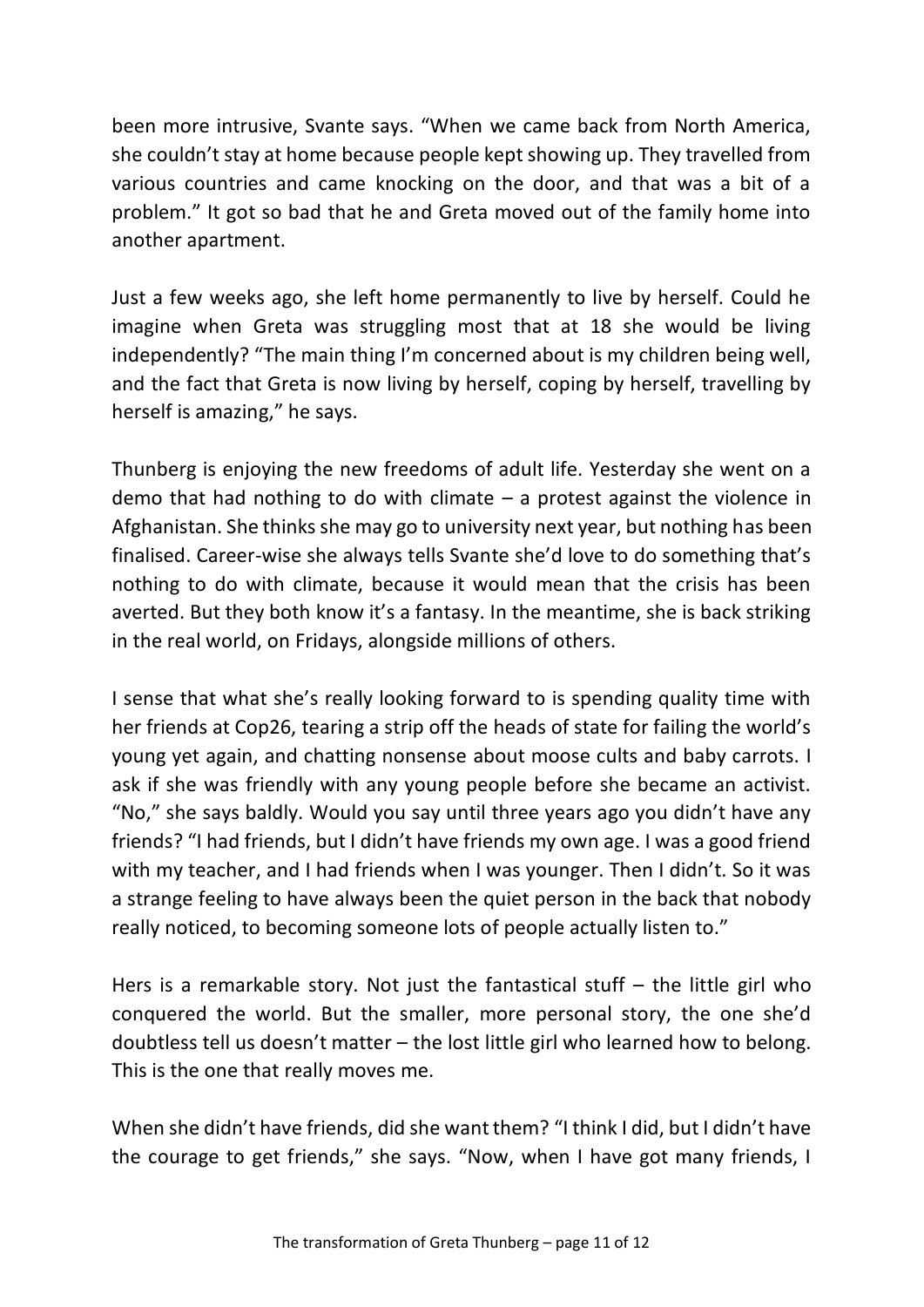been more intrusive, Svante says. "When we came back from North America, she couldn't stay at home because people kept showing up. They travelled from various countries and came knocking on the door, and that was a bit of a problem." It got so bad that he and Greta moved out of the family home into another apartment.

Just a few weeks ago, she left home permanently to live by herself. Could he imagine when Greta was struggling most that at 18 she would be living independently? "The main thing I'm concerned about is my children being well, and the fact that Greta is now living by herself, coping by herself, travelling by herself is amazing," he says.

Thunberg is enjoying the new freedoms of adult life. Yesterday she went on a demo that had nothing to do with climate – a protest against the violence in Afghanistan. She thinks she may go to university next year, but nothing has been finalised. Career-wise she always tells Svante she'd love to do something that's nothing to do with climate, because it would mean that the crisis has been averted. But they both know it's a fantasy. In the meantime, she is back striking in the real world, on Fridays, alongside millions of others.

I sense that what she's really looking forward to is spending quality time with her friends at Cop26, tearing a strip off the heads of state for failing the world's young yet again, and chatting nonsense about moose cults and baby carrots. I ask if she was friendly with any young people before she became an activist. "No," she says baldly. Would you say until three years ago you didn't have any friends? "I had friends, but I didn't have friends my own age. I was a good friend with my teacher, and I had friends when I was younger. Then I didn't. So it was a strange feeling to have always been the quiet person in the back that nobody really noticed, to becoming someone lots of people actually listen to."

Hers is a remarkable story. Not just the fantastical stuff – the little girl who conquered the world. But the smaller, more personal story, the one she'd doubtless tell us doesn't matter – the lost little girl who learned how to belong. This is the one that really moves me.

When she didn't have friends, did she want them? "I think I did, but I didn't have the courage to get friends," she says. "Now, when I have got many friends, I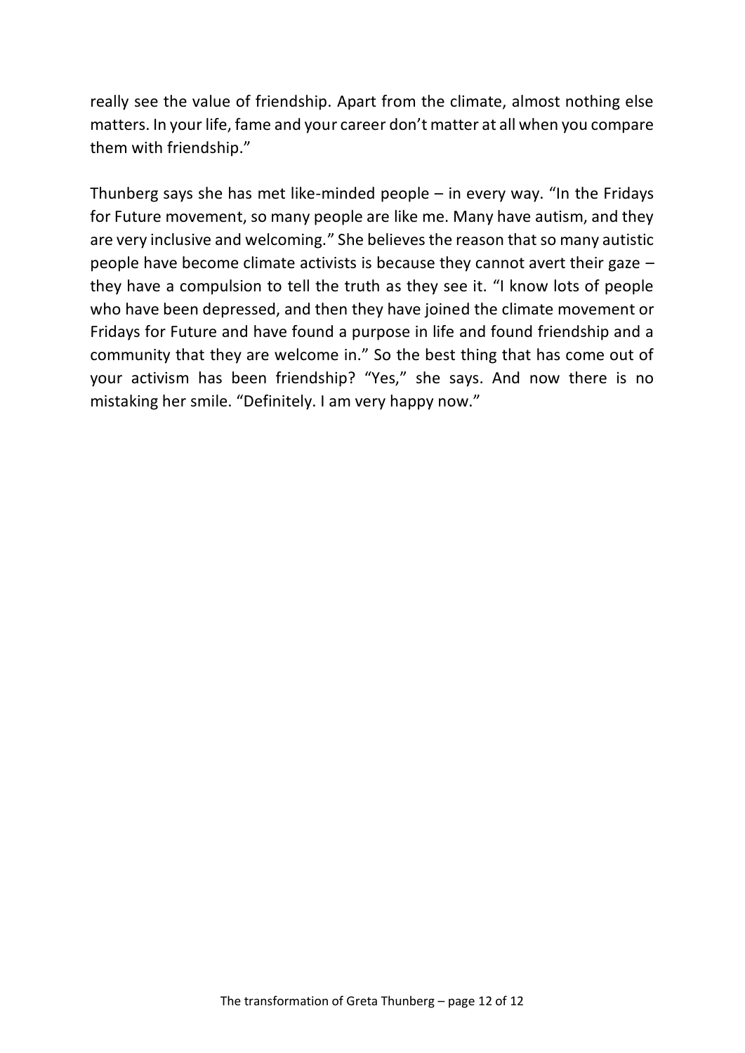really see the value of friendship. Apart from the climate, almost nothing else matters. In your life, fame and your career don't matter at all when you compare them with friendship."

Thunberg says she has met like-minded people – in every way. "In the Fridays for Future movement, so many people are like me. Many have autism, and they are very inclusive and welcoming." She believes the reason that so many autistic people have become climate activists is because they cannot avert their gaze – they have a compulsion to tell the truth as they see it. "I know lots of people who have been depressed, and then they have joined the climate movement or Fridays for Future and have found a purpose in life and found friendship and a community that they are welcome in." So the best thing that has come out of your activism has been friendship? "Yes," she says. And now there is no mistaking her smile. "Definitely. I am very happy now."